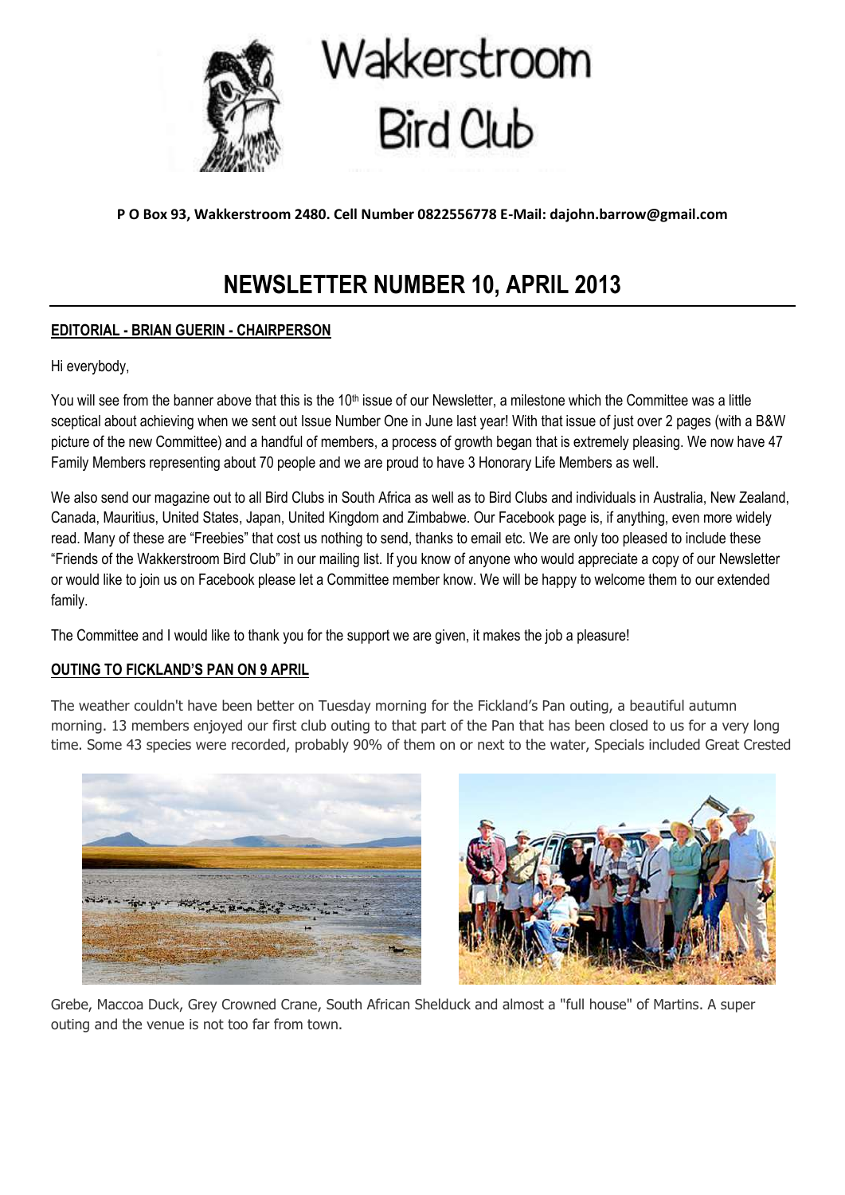# Wakkerstroom Bird Club

**P O Box 93, Wakkerstroom 2480. Cell Number 0822556778 E-Mail: dajohn.barrow@gmail.com**

# NEWSLETTER NUMBER 10, APRIL 2013

## EDITORIAL - BRIAN GUERIN - CHAIRPERSON

Hi everybody,

You will see from the banner above that this is the 10th issue of our Newsletter, a milestone which the Committee was a little sceptical about achieving when we sent out Issue Number One in June last year! With that issue of just over 2 pages (with a B&W picture of the new Committee) and a handful of members, a process of growth began that is extremely pleasing. We now have 47 Family Members representing about 70 people and we are proud to have 3 Honorary Life Members as well.

We also send our magazine out to all Bird Clubs in South Africa as well as to Bird Clubs and individuals in Australia, New Zealand, Canada, Mauritius, United States, Japan, United Kingdom and Zimbabwe. Our Facebook page is, if anything, even more widely read. Many of these are "Freebies" that cost us nothing to send, thanks to email etc. We are only too pleased to include these "Friends of the Wakkerstroom Bird Club" in our mailing list. If you know of anyone who would appreciate a copy of our Newsletter or would like to join us on Facebook please let a Committee member know. We will be happy to welcome them to our extended family.

The Committee and I would like to thank you for the support we are given, it makes the job a pleasure!

## OUTING TO FICKLAND'S PAN ON 9 APRIL

The weather couldn't have been better on Tuesday morning for the Fickland's Pan outing, a beautiful autumn morning. 13 members enjoyed our first club outing to that part of the Pan that has been closed to us for a very long time. Some 43 species were recorded, probably 90% of them on or next to the water, Specials included Great Crested Grebe, Maccoa Duck, Grey Crowned Crane, South African Shelduck and almost a "full house" of Martins. A super outing and the venue is not too far from town.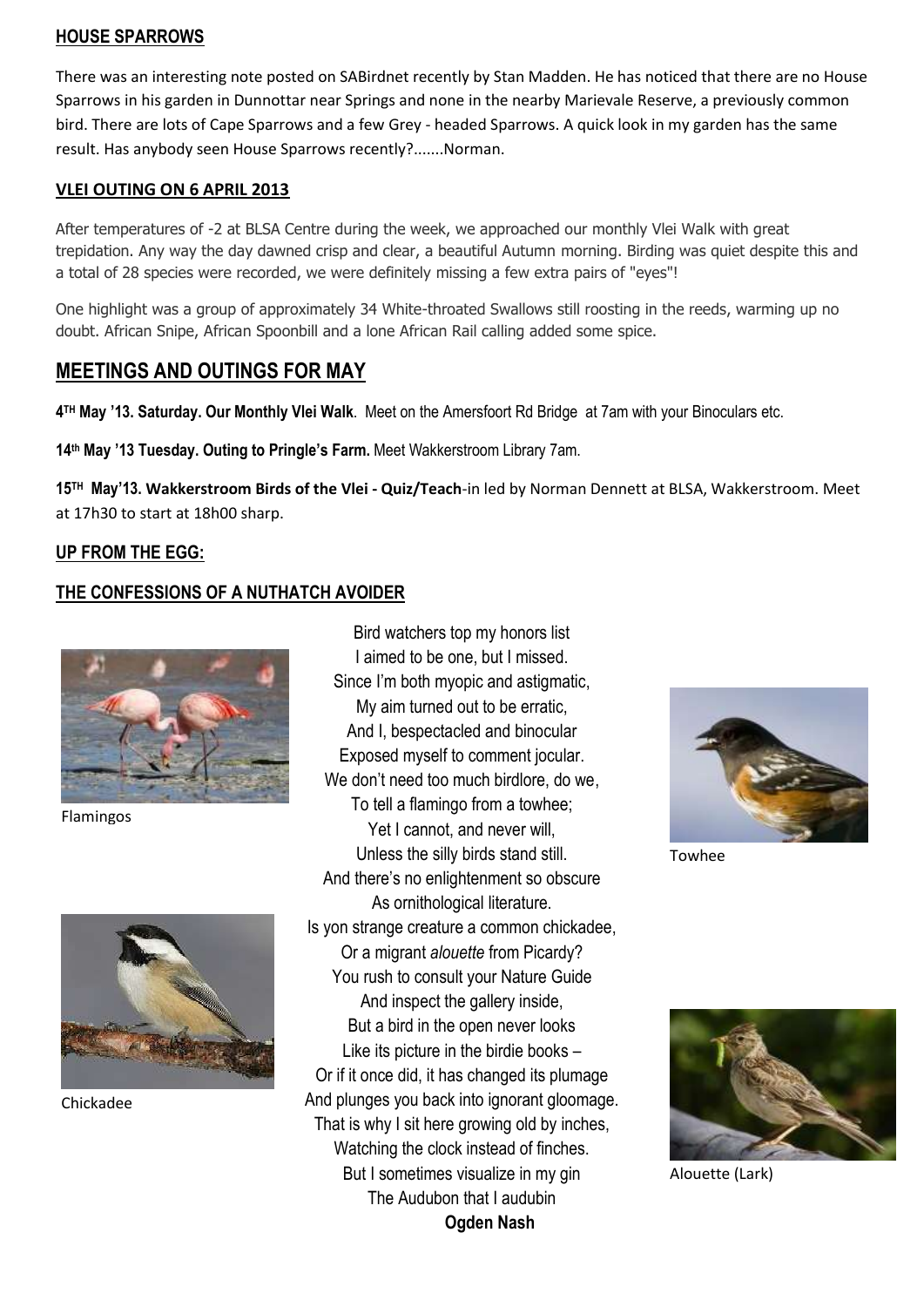## HOUSE SPARROWS

There was an interesting note posted on SABirdnet recently by Stan Madden. He has noticed that there are no House Sparrows in his garden in Dunnottar near Springs and none in the nearby Marievale Reserve, a previously common bird. There are lots of Cape Sparrows and a few Grey - headed Sparrows. A quick look in my garden has the same result. Has anybody seen House Sparrows recently?.......Norman.

## VLEI OUTING ON 6 APRIL 2013

After temperatures of -2 at BLSA Centre during the week, we approached our monthly Vlei Walk with great trepidation. Any way the day dawned crisp and clear, a beautiful Autumn morning. Birding was quiet despite this and a total of 28 species were recorded, we were definitely missing a few extra pairs of "eyes"!

One highlight was a group of approximately 34 White-throated Swallows still roosting in the reeds, warming up no doubt. African Snipe, African Spoonbill and a lone African Rail calling added some spice.

# MEETINGS AND OUTINGS FOR MAY

**4TH May '13. Saturday. Our Monthly Vlei Walk**. Meet on the Amersfoort Rd Bridge at 7am with your Binoculars etc.

**14th May '13 Tuesday. Outing to Pringle's Farm.** Meet Wakkerstroom Library 7am.

**15TH May'13. Wakkerstroom Birds of the Vlei - Quiz/Teach**-in led by Norman Dennett at BLSA, Wakkerstroom. Meet at 17h30 to start at 18h00 sharp.

## UP FROM THE EGG:

## THE CONFESSIONS OF A NUTHATCH AVOIDER

Bird watchers top my honors list
I aimed to be one, but I missed.
Since I'm both myopic and astigmatic,
My aim turned out to be erratic,
And I, bespectacled and binocular
Exposed myself to comment jocular.
We don't need too much birdlore, do we,
To tell a flamingo from a towhee;
Yet I cannot, and never will,
Unless the silly birds stand still.
And there's no enlightenment so obscure
As ornithological literature.
Is yon strange creature a common chickadee,
Or a migrant *alouette* from Picardy?
You rush to consult your Nature Guide
And inspect the gallery inside,
But a bird in the open never looks
Like its picture in the birdie books –
Or if it once did, it has changed its plumage
And plunges you back into ignorant gloomage.
That is why I sit here growing old by inches,
Watching the clock instead of finches.
But I sometimes visualize in my gin
The Audubon that I audubin

**Ogden Nash**

Flamingos

Chickadee

Towhee

Alouette (Lark)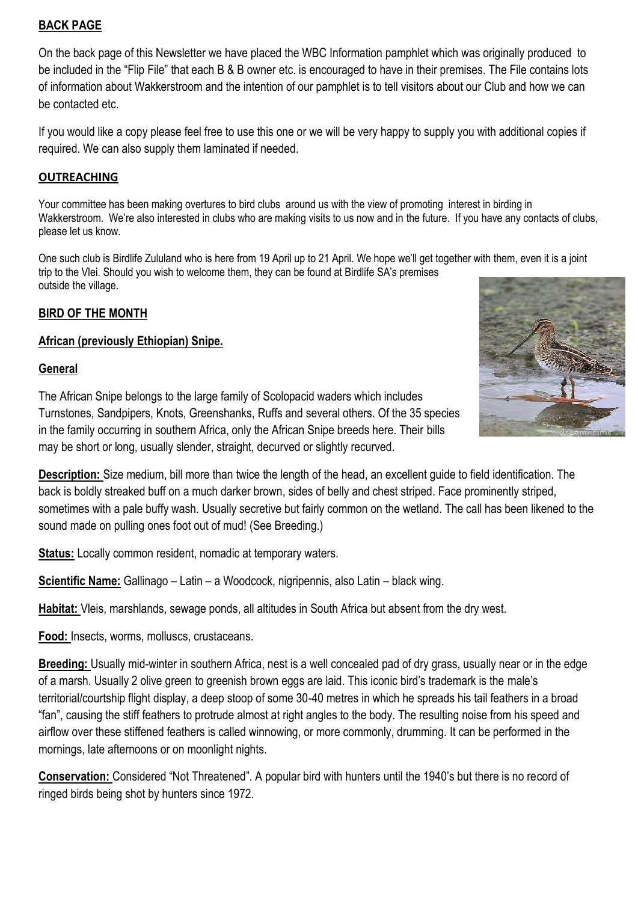## BACK PAGE

On the back page of this Newsletter we have placed the WBC Information pamphlet which was originally produced to be included in the "Flip File" that each B & B owner etc. is encouraged to have in their premises. The File contains lots of information about Wakkerstroom and the intention of our pamphlet is to tell visitors about our Club and how we can be contacted etc.

If you would like a copy please feel free to use this one or we will be very happy to supply you with additional copies if required. We can also supply them laminated if needed.

## OUTREACHING

Your committee has been making overtures to bird clubs around us with the view of promoting interest in birding in Wakkerstroom. We're also interested in clubs who are making visits to us now and in the future. If you have any contacts of clubs, please let us know.

One such club is Birdlife Zululand who is here from 19 April up to 21 April. We hope we'll get together with them, even it is a joint trip to the Vlei. Should you wish to welcome them, they can be found at Birdlife SA's premises outside the village.

## BIRD OF THE MONTH

### African (previously Ethiopian) Snipe.

### General

The African Snipe belongs to the large family of Scolopacid waders which includes Turnstones, Sandpipers, Knots, Greenshanks, Ruffs and several others. Of the 35 species in the family occurring in southern Africa, only the African Snipe breeds here. Their bills may be short or long, usually slender, straight, decurved or slightly recurved.

**Description:** Size medium, bill more than twice the length of the head, an excellent guide to field identification. The back is boldly streaked buff on a much darker brown, sides of belly and chest striped. Face prominently striped, sometimes with a pale buffy wash. Usually secretive but fairly common on the wetland. The call has been likened to the sound made on pulling ones foot out of mud! (See Breeding.)

**Status:** Locally common resident, nomadic at temporary waters.

**Scientific Name:** Gallinago – Latin – a Woodcock, nigripennis, also Latin – black wing.

**Habitat:** Vleis, marshlands, sewage ponds, all altitudes in South Africa but absent from the dry west.

**Food:** Insects, worms, molluscs, crustaceans.

**Breeding:** Usually mid-winter in southern Africa, nest is a well concealed pad of dry grass, usually near or in the edge of a marsh. Usually 2 olive green to greenish brown eggs are laid. This iconic bird's trademark is the male's territorial/courtship flight display, a deep stoop of some 30-40 metres in which he spreads his tail feathers in a broad "fan", causing the stiff feathers to protrude almost at right angles to the body. The resulting noise from his speed and airflow over these stiffened feathers is called winnowing, or more commonly, drumming. It can be performed in the mornings, late afternoons or on moonlight nights.

**Conservation:** Considered "Not Threatened". A popular bird with hunters until the 1940's but there is no record of ringed birds being shot by hunters since 1972.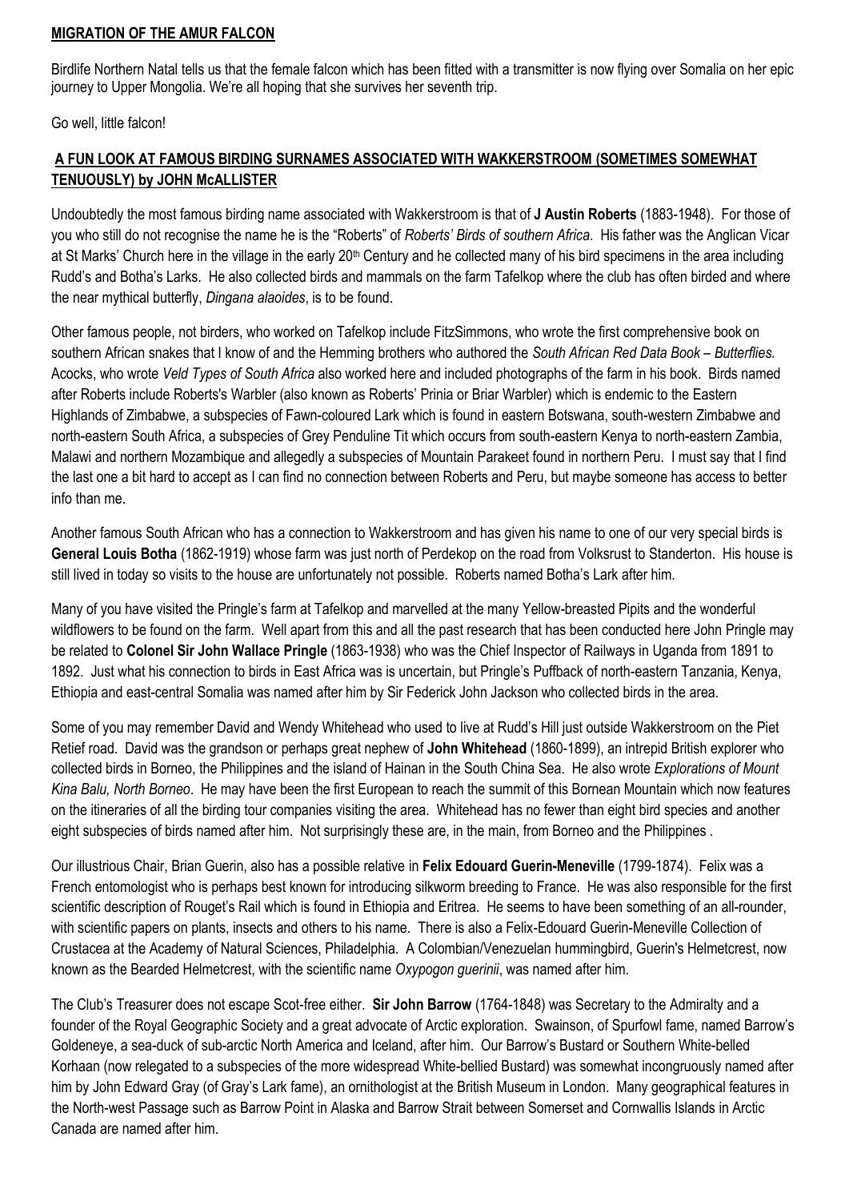**MIGRATION OF THE AMUR FALCON**

Birdlife Northern Natal tells us that the female falcon which has been fitted with a transmitter is now flying over Somalia on her epic journey to Upper Mongolia. We're all hoping that she survives her seventh trip.

Go well, little falcon!

**A FUN LOOK AT FAMOUS BIRDING SURNAMES ASSOCIATED WITH WAKKERSTROOM (SOMETIMES SOMEWHAT TENUOUSLY) by JOHN McALLISTER**

Undoubtedly the most famous birding name associated with Wakkerstroom is that of **J Austin Roberts** (1883-1948). For those of you who still do not recognise the name he is the "Roberts" of *Roberts' Birds of southern Africa*. His father was the Anglican Vicar at St Marks' Church here in the village in the early 20th Century and he collected many of his bird specimens in the area including Rudd's and Botha's Larks. He also collected birds and mammals on the farm Tafelkop where the club has often birded and where the near mythical butterfly, *Dingana alaoides*, is to be found.

Other famous people, not birders, who worked on Tafelkop include FitzSimmons, who wrote the first comprehensive book on southern African snakes that I know of and the Hemming brothers who authored the *South African Red Data Book – Butterflies*. Acocks, who wrote *Veld Types of South Africa* also worked here and included photographs of the farm in his book. Birds named after Roberts include Roberts's Warbler (also known as Roberts' Prinia or Briar Warbler) which is endemic to the Eastern Highlands of Zimbabwe, a subspecies of Fawn-coloured Lark which is found in eastern Botswana, south-western Zimbabwe and north-eastern South Africa, a subspecies of Grey Penduline Tit which occurs from south-eastern Kenya to north-eastern Zambia, Malawi and northern Mozambique and allegedly a subspecies of Mountain Parakeet found in northern Peru. I must say that I find the last one a bit hard to accept as I can find no connection between Roberts and Peru, but maybe someone has access to better info than me.

Another famous South African who has a connection to Wakkerstroom and has given his name to one of our very special birds is **General Louis Botha** (1862-1919) whose farm was just north of Perdekop on the road from Volksrust to Standerton. His house is still lived in today so visits to the house are unfortunately not possible. Roberts named Botha's Lark after him.

Many of you have visited the Pringle's farm at Tafelkop and marvelled at the many Yellow-breasted Pipits and the wonderful wildflowers to be found on the farm. Well apart from this and all the past research that has been conducted here John Pringle may be related to **Colonel Sir John Wallace Pringle** (1863-1938) who was the Chief Inspector of Railways in Uganda from 1891 to 1892. Just what his connection to birds in East Africa was is uncertain, but Pringle's Puffback of north-eastern Tanzania, Kenya, Ethiopia and east-central Somalia was named after him by Sir Federick John Jackson who collected birds in the area.

Some of you may remember David and Wendy Whitehead who used to live at Rudd's Hill just outside Wakkerstroom on the Piet Retief road. David was the grandson or perhaps great nephew of **John Whitehead** (1860-1899), an intrepid British explorer who collected birds in Borneo, the Philippines and the island of Hainan in the South China Sea. He also wrote *Explorations of Mount Kina Balu, North Borneo*. He may have been the first European to reach the summit of this Bornean Mountain which now features on the itineraries of all the birding tour companies visiting the area. Whitehead has no fewer than eight bird species and another eight subspecies of birds named after him. Not surprisingly these are, in the main, from Borneo and the Philippines .

Our illustrious Chair, Brian Guerin, also has a possible relative in **Felix Edouard Guerin-Meneville** (1799-1874). Felix was a French entomologist who is perhaps best known for introducing silkworm breeding to France. He was also responsible for the first scientific description of Rouget's Rail which is found in Ethiopia and Eritrea. He seems to have been something of an all-rounder, with scientific papers on plants, insects and others to his name. There is also a Felix-Edouard Guerin-Meneville Collection of Crustacea at the Academy of Natural Sciences, Philadelphia. A Colombian/Venezuelan hummingbird, Guerin's Helmetcrest, now known as the Bearded Helmetcrest, with the scientific name *Oxypogon guerinii*, was named after him.

The Club's Treasurer does not escape Scot-free either. **Sir John Barrow** (1764-1848) was Secretary to the Admiralty and a founder of the Royal Geographic Society and a great advocate of Arctic exploration. Swainson, of Spurfowl fame, named Barrow's Goldeneye, a sea-duck of sub-arctic North America and Iceland, after him. Our Barrow's Bustard or Southern White-belled Korhaan (now relegated to a subspecies of the more widespread White-bellied Bustard) was somewhat incongruously named after him by John Edward Gray (of Gray's Lark fame), an ornithologist at the British Museum in London. Many geographical features in the North-west Passage such as Barrow Point in Alaska and Barrow Strait between Somerset and Cornwallis Islands in Arctic Canada are named after him.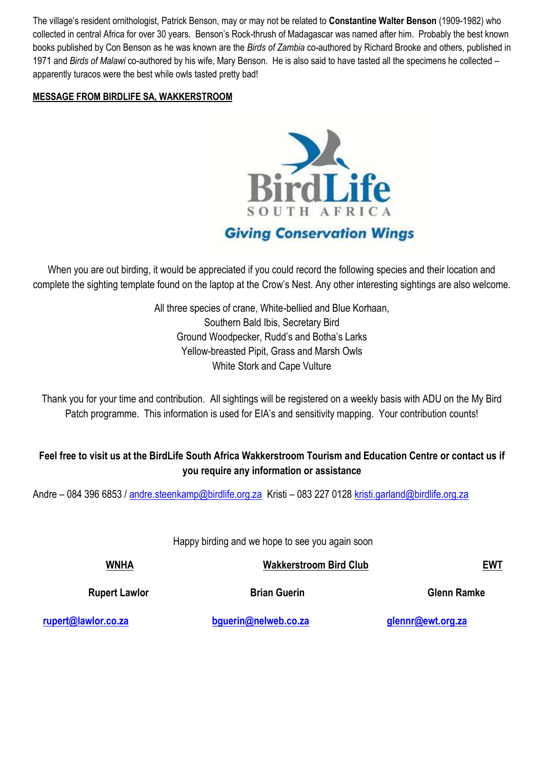The village's resident ornithologist, Patrick Benson, may or may not be related to **Constantine Walter Benson** (1909-1982) who collected in central Africa for over 30 years. Benson's Rock-thrush of Madagascar was named after him. Probably the best known books published by Con Benson as he was known are the *Birds of Zambia* co-authored by Richard Brooke and others, published in 1971 and *Birds of Malawi* co-authored by his wife, Mary Benson. He is also said to have tasted all the specimens he collected – apparently turacos were the best while owls tasted pretty bad!

**MESSAGE FROM BIRDLIFE SA, WAKKERSTROOM**

BirdLife SOUTH AFRICA

*Giving Conservation Wings*

When you are out birding, it would be appreciated if you could record the following species and their location and complete the sighting template found on the laptop at the Crow's Nest. Any other interesting sightings are also welcome.

All three species of crane, White-bellied and Blue Korhaan,
Southern Bald Ibis, Secretary Bird
Ground Woodpecker, Rudd's and Botha's Larks
Yellow-breasted Pipit, Grass and Marsh Owls
White Stork and Cape Vulture

Thank you for your time and contribution. All sightings will be registered on a weekly basis with ADU on the My Bird Patch programme. This information is used for EIA's and sensitivity mapping. Your contribution counts!

**Feel free to visit us at the BirdLife South Africa Wakkerstroom Tourism and Education Centre or contact us if you require any information or assistance**

Andre – 084 396 6853 / andre.steenkamp@birdlife.org.za Kristi – 083 227 0128 kristi.garland@birdlife.org.za

Happy birding and we hope to see you again soon

| **WNHA** | **Wakkerstroom Bird Club** | **EWT** |
|---|---|---|
| **Rupert Lawlor** | **Brian Guerin** | **Glenn Ramke** |
| **rupert@lawlor.co.za** | **bguerin@nelweb.co.za** | **glennr@ewt.org.za** |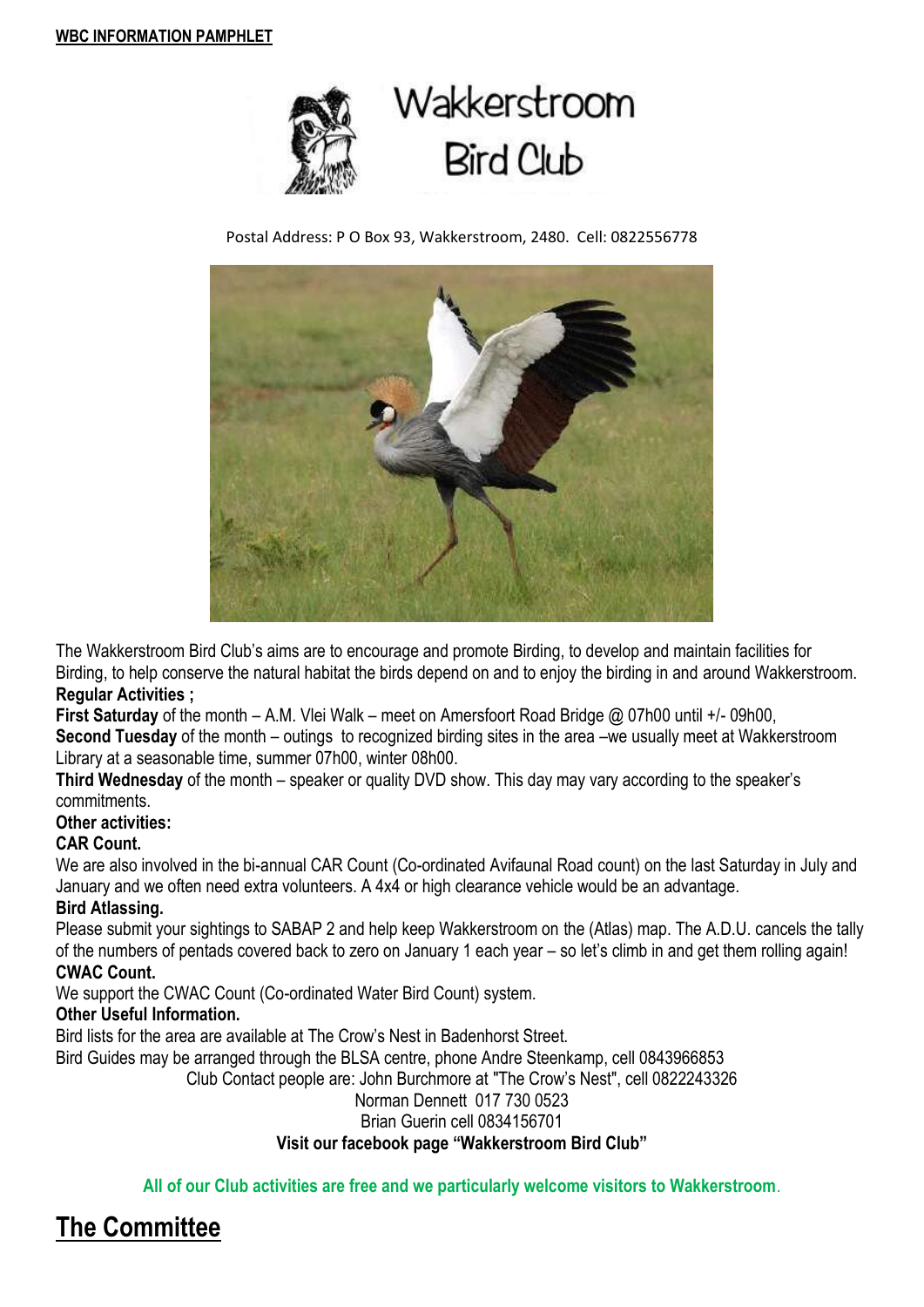**WBC INFORMATION PAMPHLET**

# Wakkerstroom Bird Club

Postal Address: P O Box 93, Wakkerstroom, 2480. Cell: 0822556778

The Wakkerstroom Bird Club's aims are to encourage and promote Birding, to develop and maintain facilities for Birding, to help conserve the natural habitat the birds depend on and to enjoy the birding in and around Wakkerstroom.

**Regular Activities ;**

**First Saturday** of the month – A.M. Vlei Walk – meet on Amersfoort Road Bridge @ 07h00 until +/- 09h00,

**Second Tuesday** of the month – outings to recognized birding sites in the area –we usually meet at Wakkerstroom Library at a seasonable time, summer 07h00, winter 08h00.

**Third Wednesday** of the month – speaker or quality DVD show. This day may vary according to the speaker's commitments.

**Other activities:**

**CAR Count.**

We are also involved in the bi-annual CAR Count (Co-ordinated Avifaunal Road count) on the last Saturday in July and January and we often need extra volunteers. A 4x4 or high clearance vehicle would be an advantage.

**Bird Atlassing.**

Please submit your sightings to SABAP 2 and help keep Wakkerstroom on the (Atlas) map. The A.D.U. cancels the tally of the numbers of pentads covered back to zero on January 1 each year – so let's climb in and get them rolling again!

**CWAC Count.**

We support the CWAC Count (Co-ordinated Water Bird Count) system.

**Other Useful Information.**

Bird lists for the area are available at The Crow's Nest in Badenhorst Street.

Bird Guides may be arranged through the BLSA centre, phone Andre Steenkamp, cell 0843966853

Club Contact people are: John Burchmore at "The Crow's Nest", cell 0822243326

Norman Dennett 017 730 0523

Brian Guerin cell 0834156701

**Visit our facebook page "Wakkerstroom Bird Club"**

**All of our Club activities are free and we particularly welcome visitors to Wakkerstroom**.

# The Committee